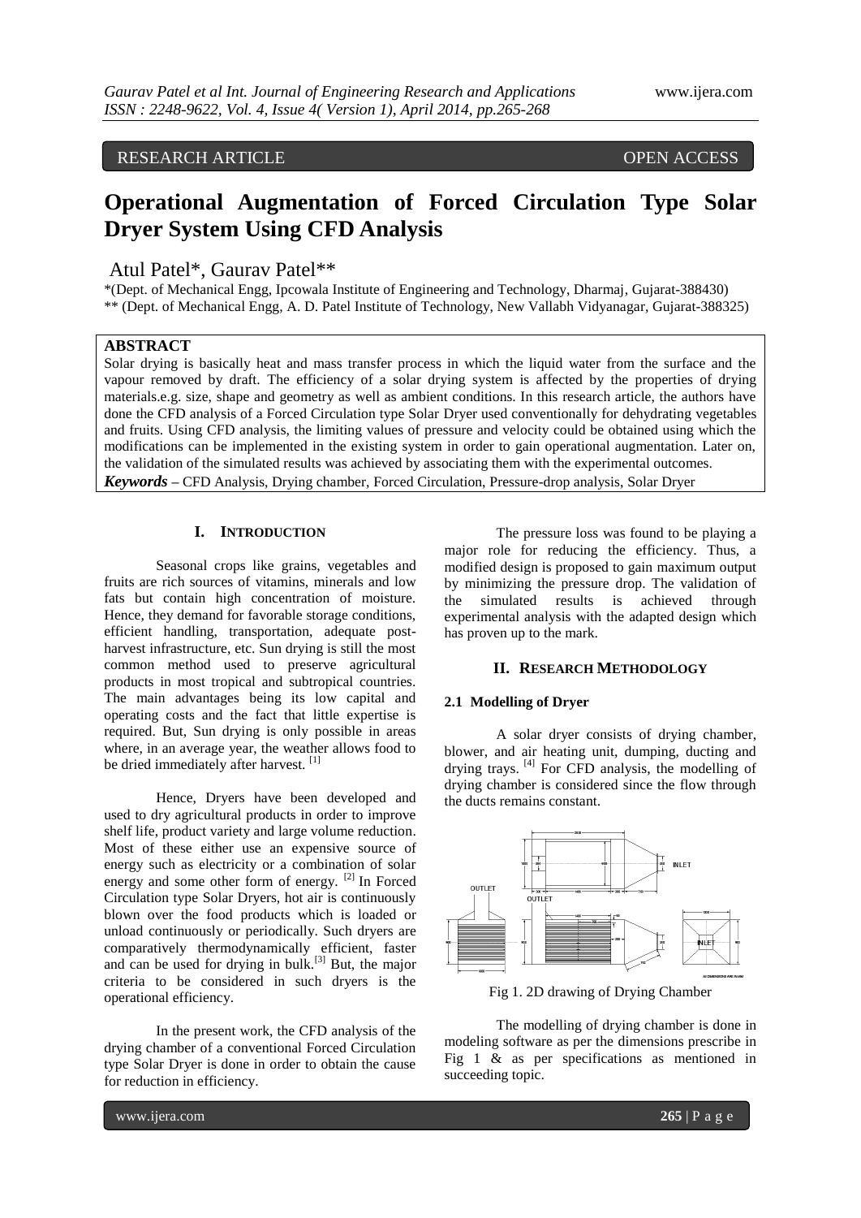RESEARCH ARTICLE OPEN ACCESS

# Operational Augmentation of Forced Circulation Type Solar Dryer System Using CFD Analysis

Atul Patel*, Gaurav Patel**

*(Dept. of Mechanical Engg, Ipcowala Institute of Engineering and Technology, Dharmaj, Gujarat-388430)
** (Dept. of Mechanical Engg, A. D. Patel Institute of Technology, New Vallabh Vidyanagar, Gujarat-388325)

## ABSTRACT

Solar drying is basically heat and mass transfer process in which the liquid water from the surface and the vapour removed by draft. The efficiency of a solar drying system is affected by the properties of drying materials.e.g. size, shape and geometry as well as ambient conditions. In this research article, the authors have done the CFD analysis of a Forced Circulation type Solar Dryer used conventionally for dehydrating vegetables and fruits. Using CFD analysis, the limiting values of pressure and velocity could be obtained using which the modifications can be implemented in the existing system in order to gain operational augmentation. Later on, the validation of the simulated results was achieved by associating them with the experimental outcomes.

***Keywords*** – CFD Analysis, Drying chamber, Forced Circulation, Pressure-drop analysis, Solar Dryer

## I. INTRODUCTION

Seasonal crops like grains, vegetables and fruits are rich sources of vitamins, minerals and low fats but contain high concentration of moisture. Hence, they demand for favorable storage conditions, efficient handling, transportation, adequate post-harvest infrastructure, etc. Sun drying is still the most common method used to preserve agricultural products in most tropical and subtropical countries. The main advantages being its low capital and operating costs and the fact that little expertise is required. But, Sun drying is only possible in areas where, in an average year, the weather allows food to be dried immediately after harvest. [1]

Hence, Dryers have been developed and used to dry agricultural products in order to improve shelf life, product variety and large volume reduction. Most of these either use an expensive source of energy such as electricity or a combination of solar energy and some other form of energy. [2] In Forced Circulation type Solar Dryers, hot air is continuously blown over the food products which is loaded or unload continuously or periodically. Such dryers are comparatively thermodynamically efficient, faster and can be used for drying in bulk.[3] But, the major criteria to be considered in such dryers is the operational efficiency.

In the present work, the CFD analysis of the drying chamber of a conventional Forced Circulation type Solar Dryer is done in order to obtain the cause for reduction in efficiency.

The pressure loss was found to be playing a major role for reducing the efficiency. Thus, a modified design is proposed to gain maximum output by minimizing the pressure drop. The validation of the simulated results is achieved through experimental analysis with the adapted design which has proven up to the mark.

## II. RESEARCH METHODOLOGY

### 2.1 Modelling of Dryer

A solar dryer consists of drying chamber, blower, and air heating unit, dumping, ducting and drying trays. [4] For CFD analysis, the modelling of drying chamber is considered since the flow through the ducts remains constant.

Fig 1. 2D drawing of Drying Chamber

The modelling of drying chamber is done in modeling software as per the dimensions prescribe in Fig 1 & as per specifications as mentioned in succeeding topic.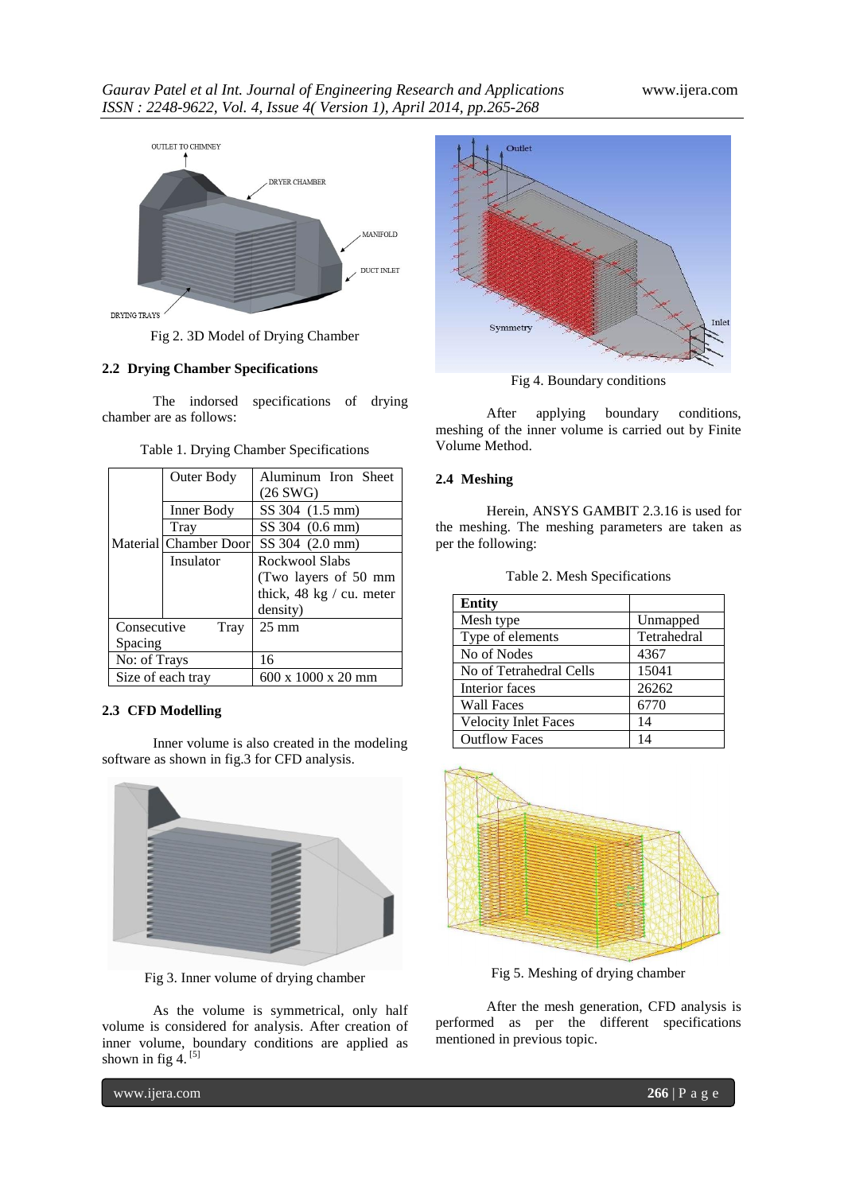Fig 2. 3D Model of Drying Chamber

### 2.2 Drying Chamber Specifications

The indorsed specifications of drying chamber are as follows:

Table 1. Drying Chamber Specifications

| | | |
|---|---|---|
| Material | Outer Body | Aluminum Iron Sheet (26 SWG) |
| | Inner Body | SS 304 (1.5 mm) |
| | Tray | SS 304 (0.6 mm) |
| | Chamber Door | SS 304 (2.0 mm) |
| | Insulator | Rockwool Slabs (Two layers of 50 mm thick, 48 kg / cu. meter density) |
| Consecutive Tray Spacing | | 25 mm |
| No: of Trays | | 16 |
| Size of each tray | | 600 x 1000 x 20 mm |

### 2.3 CFD Modelling

Inner volume is also created in the modeling software as shown in fig.3 for CFD analysis.

Fig 3. Inner volume of drying chamber

As the volume is symmetrical, only half volume is considered for analysis. After creation of inner volume, boundary conditions are applied as shown in fig 4. [5]

Fig 4. Boundary conditions

After applying boundary conditions, meshing of the inner volume is carried out by Finite Volume Method.

### 2.4 Meshing

Herein, ANSYS GAMBIT 2.3.16 is used for the meshing. The meshing parameters are taken as per the following:

Table 2. Mesh Specifications

| **Entity** | |
|---|---|
| Mesh type | Unmapped |
| Type of elements | Tetrahedral |
| No of Nodes | 4367 |
| No of Tetrahedral Cells | 15041 |
| Interior faces | 26262 |
| Wall Faces | 6770 |
| Velocity Inlet Faces | 14 |
| Outflow Faces | 14 |

Fig 5. Meshing of drying chamber

After the mesh generation, CFD analysis is performed as per the different specifications mentioned in previous topic.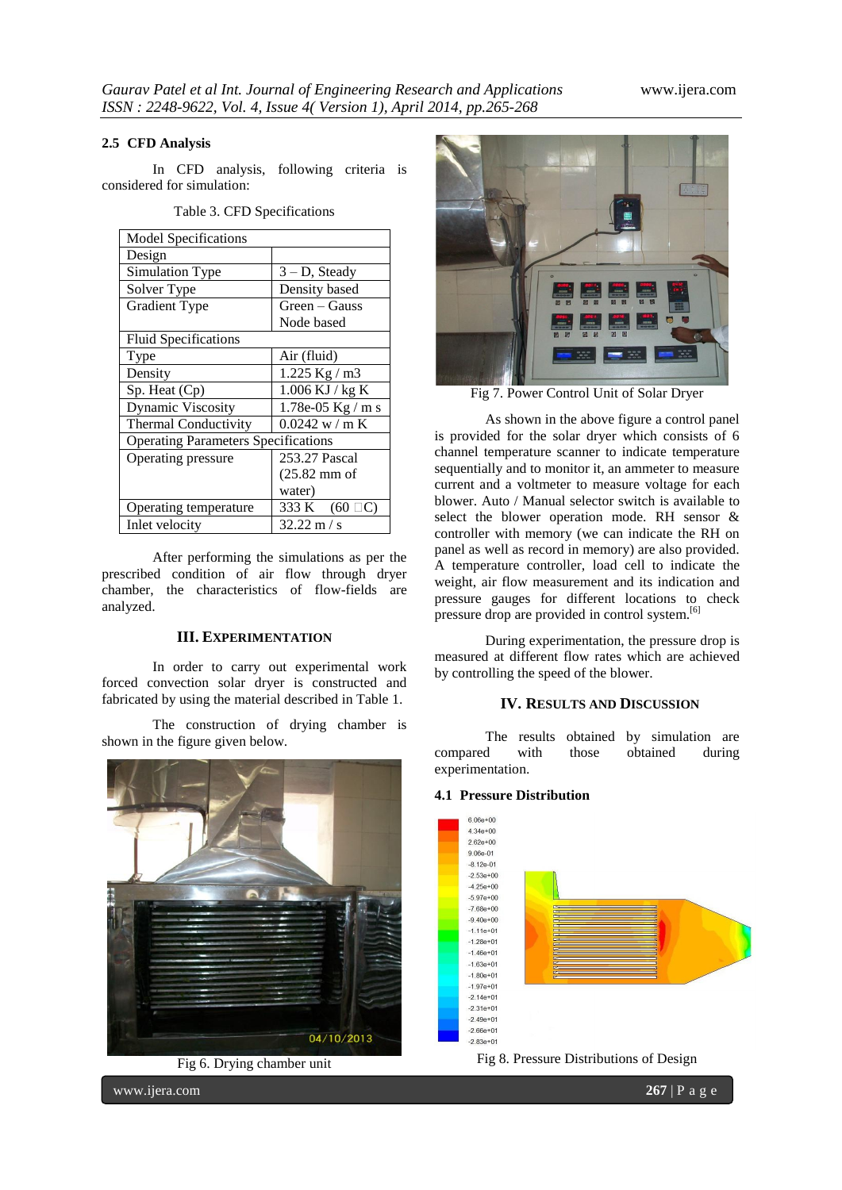### 2.5 CFD Analysis

In CFD analysis, following criteria is considered for simulation:

Table 3. CFD Specifications

| Model Specifications | |
|---|---|
| Design | |
| Simulation Type | 3 – D, Steady |
| Solver Type | Density based |
| Gradient Type | Green – Gauss Node based |
| Fluid Specifications | |
| Type | Air (fluid) |
| Density | 1.225 Kg / m3 |
| Sp. Heat (Cp) | 1.006 KJ / kg K |
| Dynamic Viscosity | 1.78e-05 Kg / m s |
| Thermal Conductivity | 0.0242 w / m K |
| Operating Parameters Specifications | |
| Operating pressure | 253.27 Pascal (25.82 mm of water) |
| Operating temperature | 333 K (60 □C) |
| Inlet velocity | 32.22 m / s |

After performing the simulations as per the prescribed condition of air flow through dryer chamber, the characteristics of flow-fields are analyzed.

## III. Experimentation

In order to carry out experimental work forced convection solar dryer is constructed and fabricated by using the material described in Table 1.

The construction of drying chamber is shown in the figure given below.

Fig 6. Drying chamber unit

Fig 7. Power Control Unit of Solar Dryer

As shown in the above figure a control panel is provided for the solar dryer which consists of 6 channel temperature scanner to indicate temperature sequentially and to monitor it, an ammeter to measure current and a voltmeter to measure voltage for each blower. Auto / Manual selector switch is available to select the blower operation mode. RH sensor & controller with memory (we can indicate the RH on panel as well as record in memory) are also provided. A temperature controller, load cell to indicate the weight, air flow measurement and its indication and pressure gauges for different locations to check pressure drop are provided in control system.[6]

During experimentation, the pressure drop is measured at different flow rates which are achieved by controlling the speed of the blower.

## IV. Results and Discussion

The results obtained by simulation are compared with those obtained during experimentation.

### 4.1 Pressure Distribution

Fig 8. Pressure Distributions of Design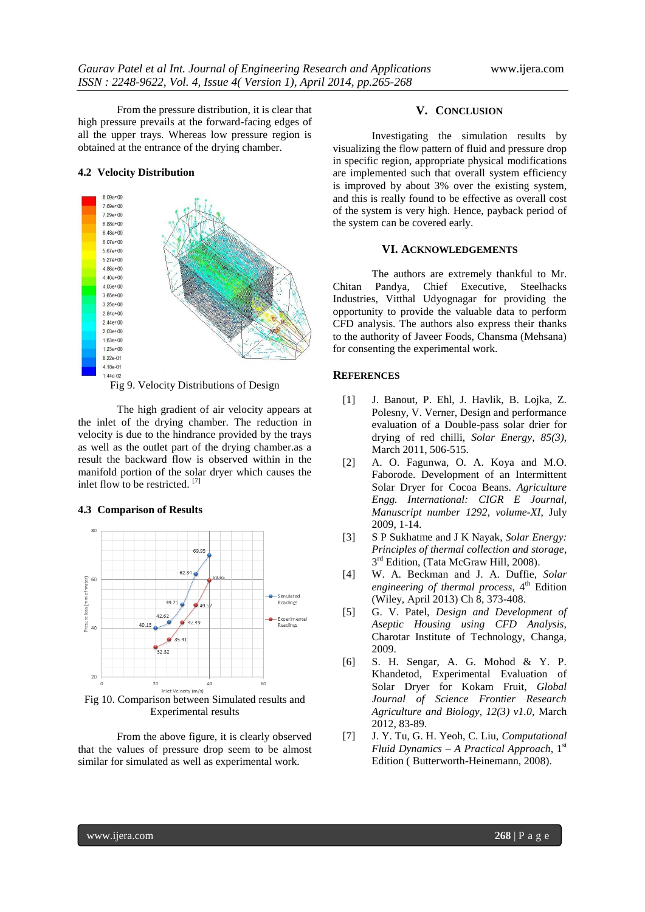From the pressure distribution, it is clear that high pressure prevails at the forward-facing edges of all the upper trays. Whereas low pressure region is obtained at the entrance of the drying chamber.

### 4.2 Velocity Distribution

8.09e+00
7.69e+00
7.29e+00
6.88e+00
6.48e+00
6.07e+00
5.67e+00
5.27e+00
4.86e+00
4.46e+00
4.05e+00
3.65e+00
3.25e+00
2.84e+00
2.44e+00
2.03e+00
1.63e+00
1.23e+00
8.22e-01
4.18e-01
1.44e-02

Fig 9. Velocity Distributions of Design

The high gradient of air velocity appears at the inlet of the drying chamber. The reduction in velocity is due to the hindrance provided by the trays as well as the outlet part of the drying chamber.as a result the backward flow is observed within in the manifold portion of the solar dryer which causes the inlet flow to be restricted. [7]

### 4.3 Comparison of Results

Pressure loss (mm of water)
80
60
40
20
0
20
40
60
Inlet Velocity (m/s)
69.95
62.34
59.65
49.71
49.57
42.62
42.49
40.13
35.41
32.32
Simulated Readings
Experimental Readings

Fig 10. Comparison between Simulated results and Experimental results

From the above figure, it is clearly observed that the values of pressure drop seem to be almost similar for simulated as well as experimental work.

## V. Conclusion

Investigating the simulation results by visualizing the flow pattern of fluid and pressure drop in specific region, appropriate physical modifications are implemented such that overall system efficiency is improved by about 3% over the existing system, and this is really found to be effective as overall cost of the system is very high. Hence, payback period of the system can be covered early.

## VI. Acknowledgements

The authors are extremely thankful to Mr. Chitan Pandya, Chief Executive, Steelhacks Industries, Vitthal Udyognagar for providing the opportunity to provide the valuable data to perform CFD analysis. The authors also express their thanks to the authority of Javeer Foods, Chansma (Mehsana) for consenting the experimental work.

## References

[1] J. Banout, P. Ehl, J. Havlik, B. Lojka, Z. Polesny, V. Verner, Design and performance evaluation of a Double-pass solar drier for drying of red chilli, *Solar Energy, 85(3)*, March 2011, 506-515.

[2] A. O. Fagunwa, O. A. Koya and M.O. Faborode. Development of an Intermittent Solar Dryer for Cocoa Beans. *Agriculture Engg. International: CIGR E Journal, Manuscript number 1292, volume-XI*, July 2009, 1-14.

[3] S P Sukhatme and J K Nayak, *Solar Energy: Principles of thermal collection and storage*, 3rd Edition, (Tata McGraw Hill, 2008).

[4] W. A. Beckman and J. A. Duffie, *Solar engineering of thermal process*, 4th Edition (Wiley, April 2013) Ch 8, 373-408.

[5] G. V. Patel, *Design and Development of Aseptic Housing using CFD Analysis*, Charotar Institute of Technology, Changa, 2009.

[6] S. H. Sengar, A. G. Mohod & Y. P. Khandetod, Experimental Evaluation of Solar Dryer for Kokam Fruit, *Global Journal of Science Frontier Research Agriculture and Biology, 12(3) v1.0*, March 2012, 83-89.

[7] J. Y. Tu, G. H. Yeoh, C. Liu, *Computational Fluid Dynamics – A Practical Approach*, 1st Edition ( Butterworth-Heinemann, 2008).